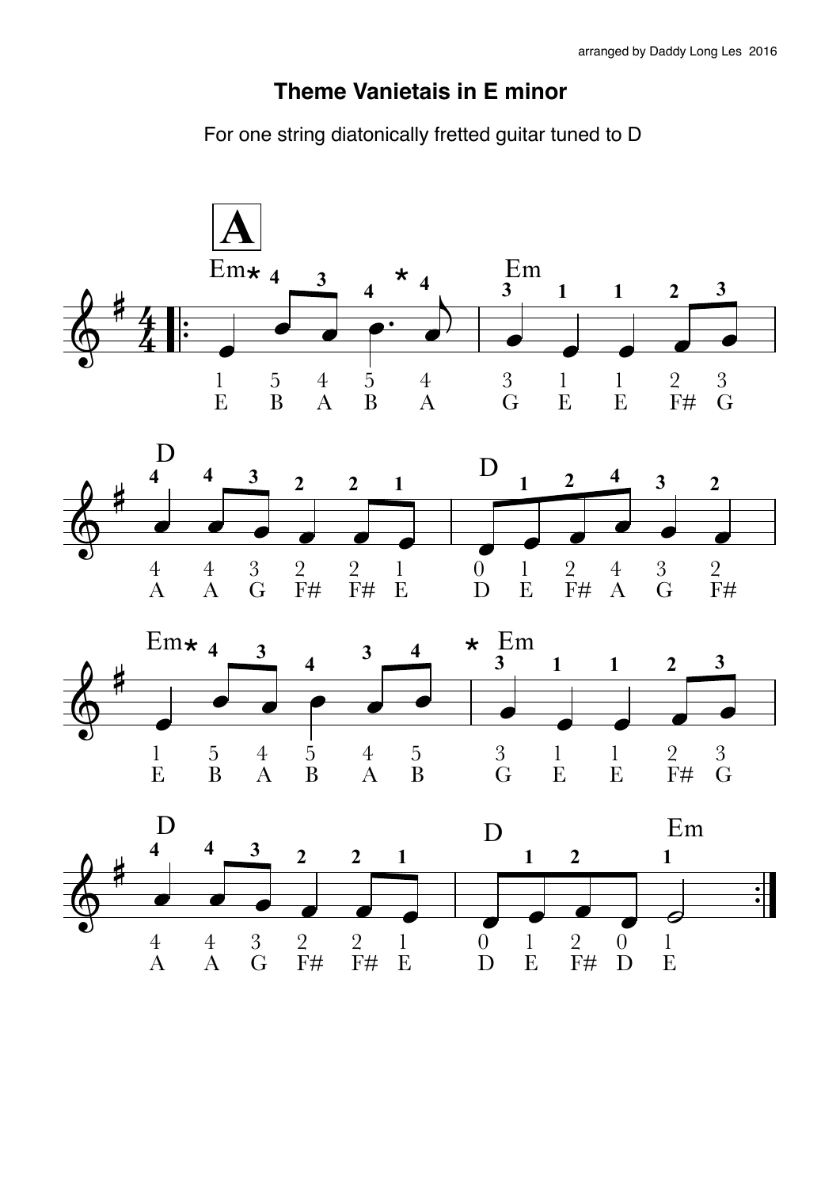arranged by Daddy Long Les 2016

# Theme Vanietais in E minor

For one string diatonically fretted guitar tuned to D

**A**

| Em* | | | | * | Em | | | | |
|---|---|---|---|---|---|---|---|---|---|
| 1 | 5 | 4 | 5 | 4 | 3 | 1 | 1 | 2 | 3 |
| E | B | A | B | A | G | E | E | F# | G |

| D | | | | | | D | | | | | |
|---|---|---|---|---|---|---|---|---|---|---|---|
| 4 | 4 | 3 | 2 | 2 | 1 | 0 | 1 | 2 | 4 | 3 | 2 |
| A | A | G | F# | F# | E | D | E | F# | A | G | F# |

| Em* | | | | | | * Em | | | | |
|---|---|---|---|---|---|---|---|---|---|---|
| 1 | 5 | 4 | 5 | 4 | 5 | 3 | 1 | 1 | 2 | 3 |
| E | B | A | B | A | B | G | E | E | F# | G |

| D | | | | | | D | | | | Em |
|---|---|---|---|---|---|---|---|---|---|---|
| 4 | 4 | 3 | 2 | 2 | 1 | 0 | 1 | 2 | 0 | 1 |
| A | A | G | F# | F# | E | D | E | F# | D | E |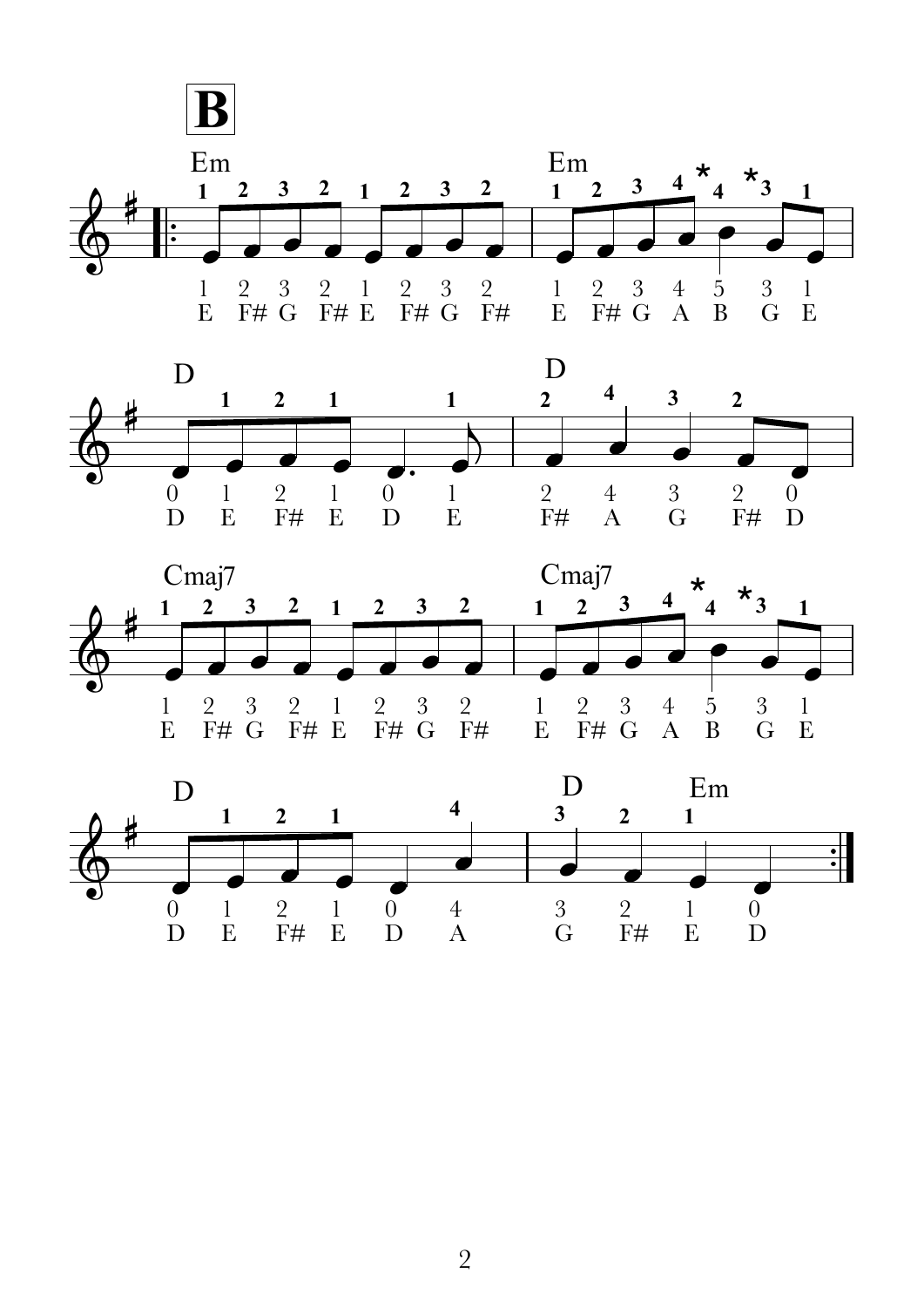**B**

Em

1 2 3 2 1 2 3 2
E F# G F# E F# G F#

Em

1 2 3 4 5 3 1
E F# G A B G E

D

0 1 2 1 0 1
D E F# E D E

D

2 4 3 2 0
F# A G F# D

Cmaj7

1 2 3 2 1 2 3 2
E F# G F# E F# G F#

Cmaj7

1 2 3 4 5 3 1
E F# G A B G E

D

0 1 2 1 0 4
D E F# E D A

D Em

3 2 1 0
G F# E D